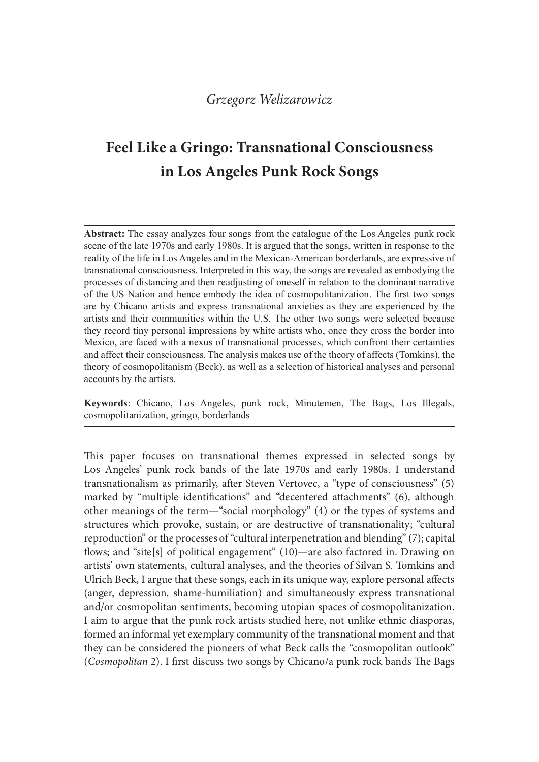*Grzegorz Welizarowicz*

# Feel Like a Gringo: Transnational Consciousness in Los Angeles Punk Rock Songs

**Abstract:** The essay analyzes four songs from the catalogue of the Los Angeles punk rock scene of the late 1970s and early 1980s. It is argued that the songs, written in response to the reality of the life in Los Angeles and in the Mexican-American borderlands, are expressive of transnational consciousness. Interpreted in this way, the songs are revealed as embodying the processes of distancing and then readjusting of oneself in relation to the dominant narrative of the US Nation and hence embody the idea of cosmopolitanization. The first two songs are by Chicano artists and express transnational anxieties as they are experienced by the artists and their communities within the U.S. The other two songs were selected because they record tiny personal impressions by white artists who, once they cross the border into Mexico, are faced with a nexus of transnational processes, which confront their certainties and affect their consciousness. The analysis makes use of the theory of affects (Tomkins), the theory of cosmopolitanism (Beck), as well as a selection of historical analyses and personal accounts by the artists.

**Keywords**: Chicano, Los Angeles, punk rock, Minutemen, The Bags, Los Illegals, cosmopolitanization, gringo, borderlands

This paper focuses on transnational themes expressed in selected songs by Los Angeles' punk rock bands of the late 1970s and early 1980s. I understand transnationalism as primarily, after Steven Vertovec, a "type of consciousness" (5) marked by "multiple identifications" and "decentered attachments" (6), although other meanings of the term—"social morphology" (4) or the types of systems and structures which provoke, sustain, or are destructive of transnationality; "cultural reproduction" or the processes of "cultural interpenetration and blending" (7); capital flows; and "site[s] of political engagement" (10)—are also factored in. Drawing on artists' own statements, cultural analyses, and the theories of Silvan S. Tomkins and Ulrich Beck, I argue that these songs, each in its unique way, explore personal affects (anger, depression, shame-humiliation) and simultaneously express transnational and/or cosmopolitan sentiments, becoming utopian spaces of cosmopolitanization. I aim to argue that the punk rock artists studied here, not unlike ethnic diasporas, formed an informal yet exemplary community of the transnational moment and that they can be considered the pioneers of what Beck calls the "cosmopolitan outlook" (*Cosmopolitan* 2). I first discuss two songs by Chicano/a punk rock bands The Bags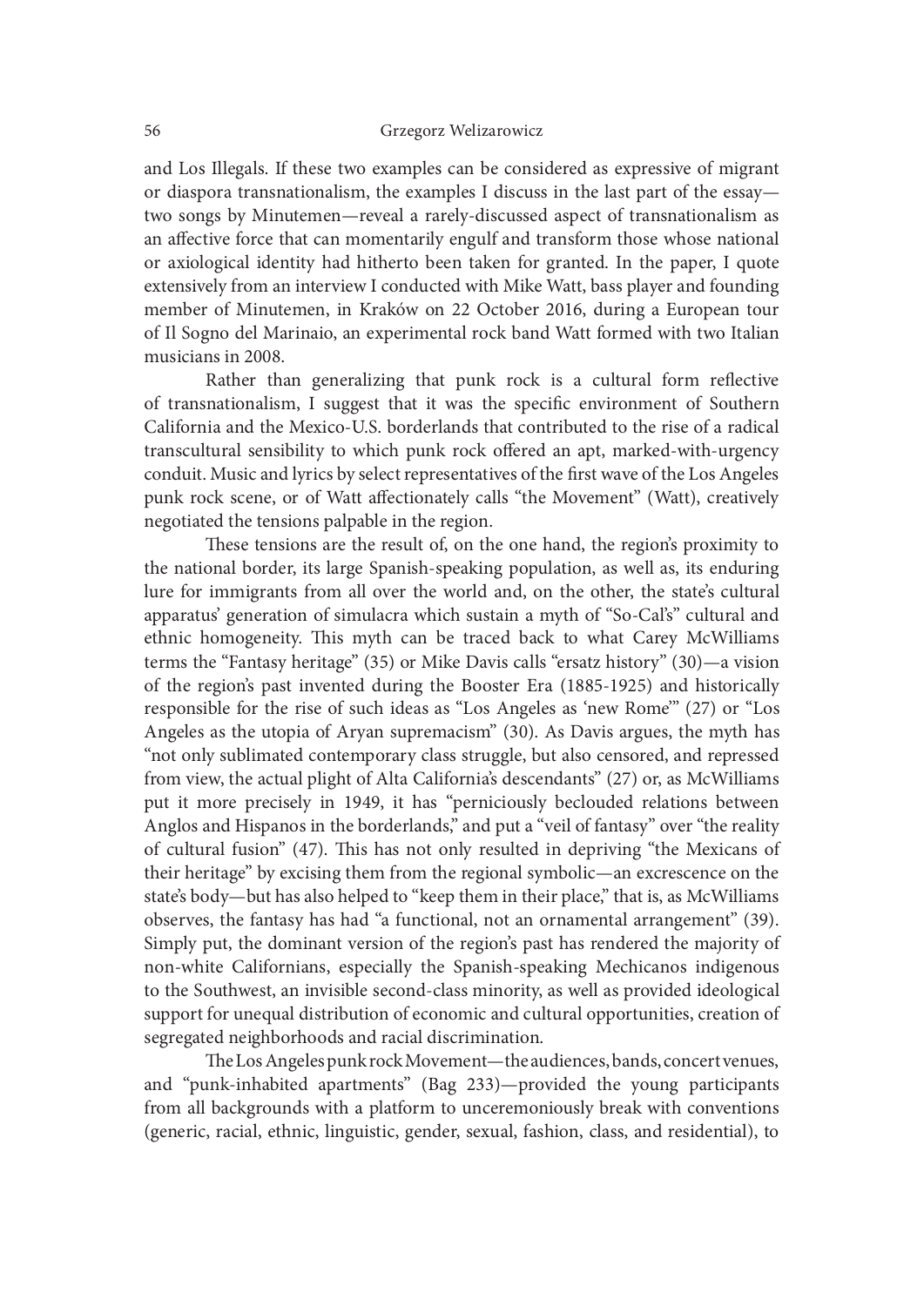and Los Illegals. If these two examples can be considered as expressive of migrant or diaspora transnationalism, the examples I discuss in the last part of the essay—two songs by Minutemen—reveal a rarely-discussed aspect of transnationalism as an affective force that can momentarily engulf and transform those whose national or axiological identity had hitherto been taken for granted. In the paper, I quote extensively from an interview I conducted with Mike Watt, bass player and founding member of Minutemen, in Kraków on 22 October 2016, during a European tour of Il Sogno del Marinaio, an experimental rock band Watt formed with two Italian musicians in 2008.

Rather than generalizing that punk rock is a cultural form reflective of transnationalism, I suggest that it was the specific environment of Southern California and the Mexico-U.S. borderlands that contributed to the rise of a radical transcultural sensibility to which punk rock offered an apt, marked-with-urgency conduit. Music and lyrics by select representatives of the first wave of the Los Angeles punk rock scene, or of Watt affectionately calls "the Movement" (Watt), creatively negotiated the tensions palpable in the region.

These tensions are the result of, on the one hand, the region's proximity to the national border, its large Spanish-speaking population, as well as, its enduring lure for immigrants from all over the world and, on the other, the state's cultural apparatus' generation of simulacra which sustain a myth of "So-Cal's" cultural and ethnic homogeneity. This myth can be traced back to what Carey McWilliams terms the "Fantasy heritage" (35) or Mike Davis calls "ersatz history" (30)—a vision of the region's past invented during the Booster Era (1885-1925) and historically responsible for the rise of such ideas as "Los Angeles as 'new Rome'" (27) or "Los Angeles as the utopia of Aryan supremacism" (30). As Davis argues, the myth has "not only sublimated contemporary class struggle, but also censored, and repressed from view, the actual plight of Alta California's descendants" (27) or, as McWilliams put it more precisely in 1949, it has "perniciously beclouded relations between Anglos and Hispanos in the borderlands," and put a "veil of fantasy" over "the reality of cultural fusion" (47). This has not only resulted in depriving "the Mexicans of their heritage" by excising them from the regional symbolic—an excrescence on the state's body—but has also helped to "keep them in their place," that is, as McWilliams observes, the fantasy has had "a functional, not an ornamental arrangement" (39). Simply put, the dominant version of the region's past has rendered the majority of non-white Californians, especially the Spanish-speaking Mechicanos indigenous to the Southwest, an invisible second-class minority, as well as provided ideological support for unequal distribution of economic and cultural opportunities, creation of segregated neighborhoods and racial discrimination.

The Los Angeles punk rock Movement—the audiences, bands, concert venues, and "punk-inhabited apartments" (Bag 233)—provided the young participants from all backgrounds with a platform to unceremoniously break with conventions (generic, racial, ethnic, linguistic, gender, sexual, fashion, class, and residential), to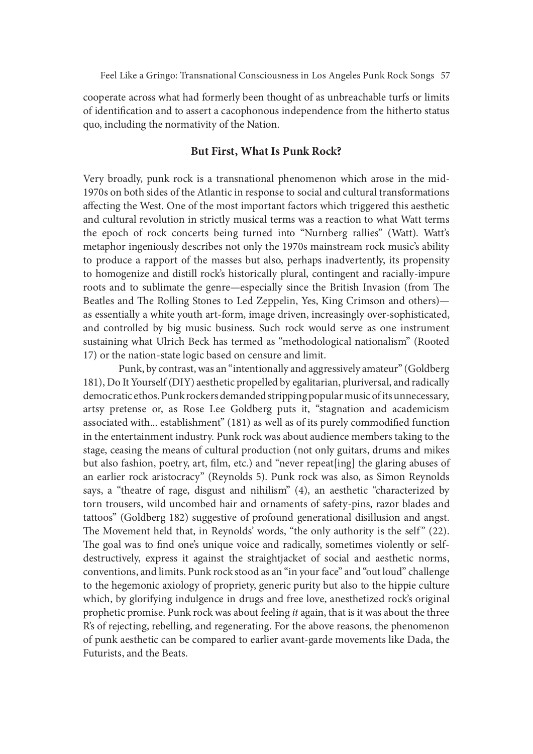cooperate across what had formerly been thought of as unbreachable turfs or limits of identification and to assert a cacophonous independence from the hitherto status quo, including the normativity of the Nation.

## But First, What Is Punk Rock?

Very broadly, punk rock is a transnational phenomenon which arose in the mid-1970s on both sides of the Atlantic in response to social and cultural transformations affecting the West. One of the most important factors which triggered this aesthetic and cultural revolution in strictly musical terms was a reaction to what Watt terms the epoch of rock concerts being turned into "Nurnberg rallies" (Watt). Watt's metaphor ingeniously describes not only the 1970s mainstream rock music's ability to produce a rapport of the masses but also, perhaps inadvertently, its propensity to homogenize and distill rock's historically plural, contingent and racially-impure roots and to sublimate the genre—especially since the British Invasion (from The Beatles and The Rolling Stones to Led Zeppelin, Yes, King Crimson and others)—as essentially a white youth art-form, image driven, increasingly over-sophisticated, and controlled by big music business. Such rock would serve as one instrument sustaining what Ulrich Beck has termed as "methodological nationalism" (Rooted 17) or the nation-state logic based on censure and limit.

Punk, by contrast, was an "intentionally and aggressively amateur" (Goldberg 181), Do It Yourself (DIY) aesthetic propelled by egalitarian, pluriversal, and radically democratic ethos. Punk rockers demanded stripping popular music of its unnecessary, artsy pretense or, as Rose Lee Goldberg puts it, "stagnation and academicism associated with... establishment" (181) as well as of its purely commodified function in the entertainment industry. Punk rock was about audience members taking to the stage, ceasing the means of cultural production (not only guitars, drums and mikes but also fashion, poetry, art, film, etc.) and "never repeat[ing] the glaring abuses of an earlier rock aristocracy" (Reynolds 5). Punk rock was also, as Simon Reynolds says, a "theatre of rage, disgust and nihilism" (4), an aesthetic "characterized by torn trousers, wild uncombed hair and ornaments of safety-pins, razor blades and tattoos" (Goldberg 182) suggestive of profound generational disillusion and angst. The Movement held that, in Reynolds' words, "the only authority is the self" (22). The goal was to find one's unique voice and radically, sometimes violently or self-destructively, express it against the straightjacket of social and aesthetic norms, conventions, and limits. Punk rock stood as an "in your face" and "out loud" challenge to the hegemonic axiology of propriety, generic purity but also to the hippie culture which, by glorifying indulgence in drugs and free love, anesthetized rock's original prophetic promise. Punk rock was about feeling *it* again, that is it was about the three R's of rejecting, rebelling, and regenerating. For the above reasons, the phenomenon of punk aesthetic can be compared to earlier avant-garde movements like Dada, the Futurists, and the Beats.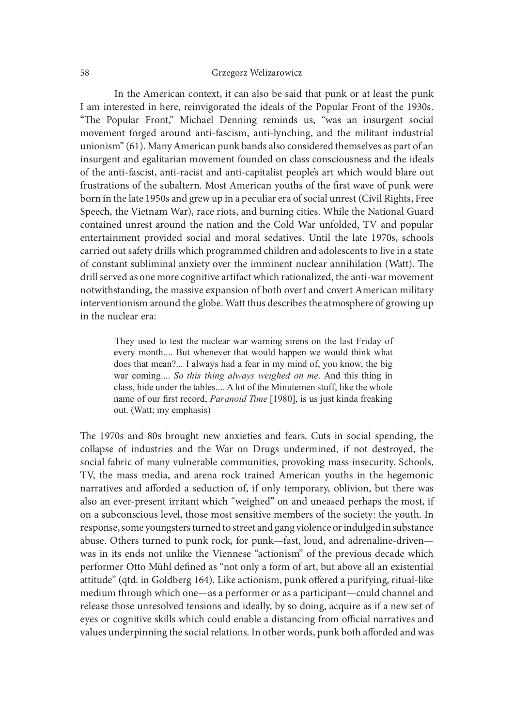In the American context, it can also be said that punk or at least the punk I am interested in here, reinvigorated the ideals of the Popular Front of the 1930s. "The Popular Front," Michael Denning reminds us, "was an insurgent social movement forged around anti-fascism, anti-lynching, and the militant industrial unionism" (61). Many American punk bands also considered themselves as part of an insurgent and egalitarian movement founded on class consciousness and the ideals of the anti-fascist, anti-racist and anti-capitalist people's art which would blare out frustrations of the subaltern. Most American youths of the first wave of punk were born in the late 1950s and grew up in a peculiar era of social unrest (Civil Rights, Free Speech, the Vietnam War), race riots, and burning cities. While the National Guard contained unrest around the nation and the Cold War unfolded, TV and popular entertainment provided social and moral sedatives. Until the late 1970s, schools carried out safety drills which programmed children and adolescents to live in a state of constant subliminal anxiety over the imminent nuclear annihilation (Watt). The drill served as one more cognitive artifact which rationalized, the anti-war movement notwithstanding, the massive expansion of both overt and covert American military interventionism around the globe. Watt thus describes the atmosphere of growing up in the nuclear era:

> They used to test the nuclear war warning sirens on the last Friday of every month.... But whenever that would happen we would think what does that mean?... I always had a fear in my mind of, you know, the big war coming.... *So this thing always weighed on me*. And this thing in class, hide under the tables.... A lot of the Minutemen stuff, like the whole name of our first record, *Paranoid Time* [1980], is us just kinda freaking out. (Watt; my emphasis)

The 1970s and 80s brought new anxieties and fears. Cuts in social spending, the collapse of industries and the War on Drugs undermined, if not destroyed, the social fabric of many vulnerable communities, provoking mass insecurity. Schools, TV, the mass media, and arena rock trained American youths in the hegemonic narratives and afforded a seduction of, if only temporary, oblivion, but there was also an ever-present irritant which "weighed" on and uneased perhaps the most, if on a subconscious level, those most sensitive members of the society: the youth. In response, some youngsters turned to street and gang violence or indulged in substance abuse. Others turned to punk rock, for punk—fast, loud, and adrenaline-driven—was in its ends not unlike the Viennese "actionism" of the previous decade which performer Otto Mühl defined as "not only a form of art, but above all an existential attitude" (qtd. in Goldberg 164). Like actionism, punk offered a purifying, ritual-like medium through which one—as a performer or as a participant—could channel and release those unresolved tensions and ideally, by so doing, acquire as if a new set of eyes or cognitive skills which could enable a distancing from official narratives and values underpinning the social relations. In other words, punk both afforded and was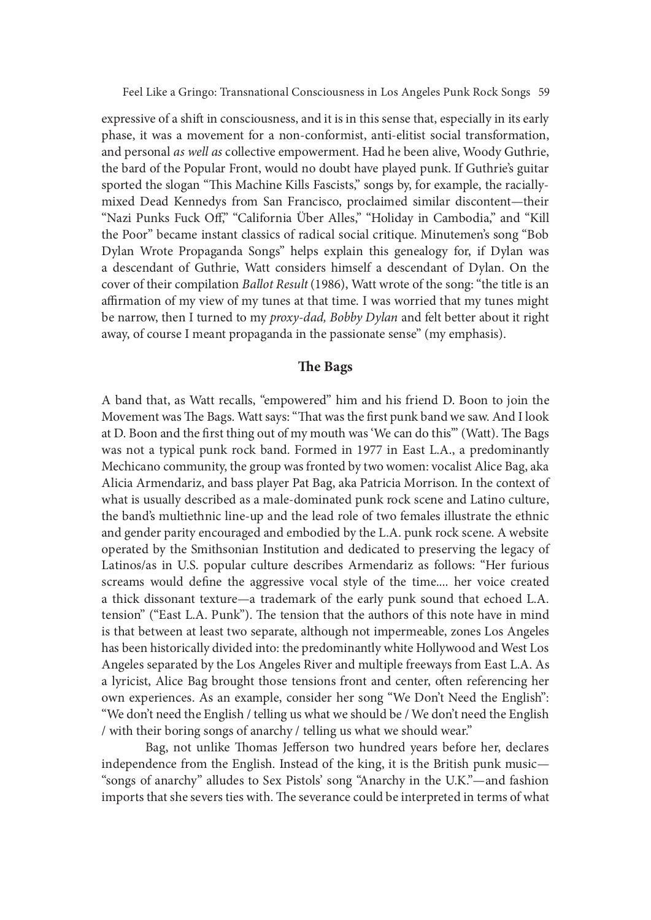expressive of a shift in consciousness, and it is in this sense that, especially in its early phase, it was a movement for a non-conformist, anti-elitist social transformation, and personal *as well as* collective empowerment. Had he been alive, Woody Guthrie, the bard of the Popular Front, would no doubt have played punk. If Guthrie's guitar sported the slogan "This Machine Kills Fascists," songs by, for example, the racially-mixed Dead Kennedys from San Francisco, proclaimed similar discontent—their "Nazi Punks Fuck Off," "California Über Alles," "Holiday in Cambodia," and "Kill the Poor" became instant classics of radical social critique. Minutemen's song "Bob Dylan Wrote Propaganda Songs" helps explain this genealogy for, if Dylan was a descendant of Guthrie, Watt considers himself a descendant of Dylan. On the cover of their compilation *Ballot Result* (1986), Watt wrote of the song: "the title is an affirmation of my view of my tunes at that time. I was worried that my tunes might be narrow, then I turned to my *proxy-dad, Bobby Dylan* and felt better about it right away, of course I meant propaganda in the passionate sense" (my emphasis).

## The Bags

A band that, as Watt recalls, "empowered" him and his friend D. Boon to join the Movement was The Bags. Watt says: "That was the first punk band we saw. And I look at D. Boon and the first thing out of my mouth was 'We can do this'" (Watt). The Bags was not a typical punk rock band. Formed in 1977 in East L.A., a predominantly Mechicano community, the group was fronted by two women: vocalist Alice Bag, aka Alicia Armendariz, and bass player Pat Bag, aka Patricia Morrison. In the context of what is usually described as a male-dominated punk rock scene and Latino culture, the band's multiethnic line-up and the lead role of two females illustrate the ethnic and gender parity encouraged and embodied by the L.A. punk rock scene. A website operated by the Smithsonian Institution and dedicated to preserving the legacy of Latinos/as in U.S. popular culture describes Armendariz as follows: "Her furious screams would define the aggressive vocal style of the time.... her voice created a thick dissonant texture—a trademark of the early punk sound that echoed L.A. tension" ("East L.A. Punk"). The tension that the authors of this note have in mind is that between at least two separate, although not impermeable, zones Los Angeles has been historically divided into: the predominantly white Hollywood and West Los Angeles separated by the Los Angeles River and multiple freeways from East L.A. As a lyricist, Alice Bag brought those tensions front and center, often referencing her own experiences. As an example, consider her song "We Don't Need the English": "We don't need the English / telling us what we should be / We don't need the English / with their boring songs of anarchy / telling us what we should wear."

Bag, not unlike Thomas Jefferson two hundred years before her, declares independence from the English. Instead of the king, it is the British punk music—"songs of anarchy" alludes to Sex Pistols' song "Anarchy in the U.K."—and fashion imports that she severs ties with. The severance could be interpreted in terms of what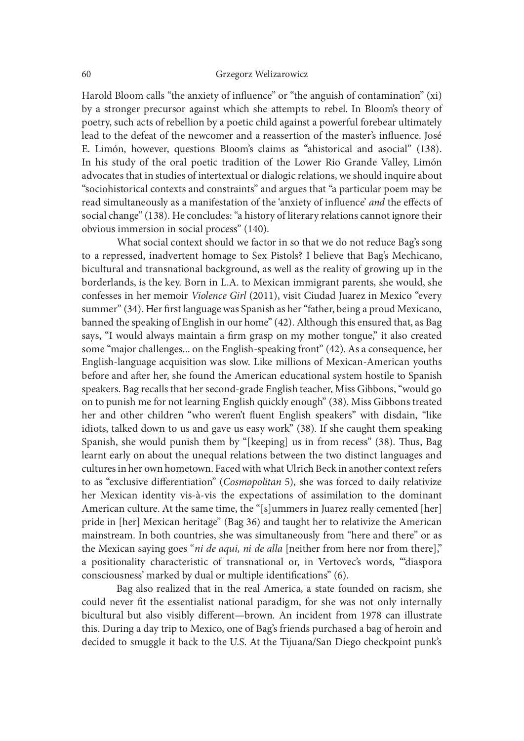Harold Bloom calls "the anxiety of influence" or "the anguish of contamination" (xi) by a stronger precursor against which she attempts to rebel. In Bloom's theory of poetry, such acts of rebellion by a poetic child against a powerful forebear ultimately lead to the defeat of the newcomer and a reassertion of the master's influence. José E. Limón, however, questions Bloom's claims as "ahistorical and asocial" (138). In his study of the oral poetic tradition of the Lower Rio Grande Valley, Limón advocates that in studies of intertextual or dialogic relations, we should inquire about "sociohistorical contexts and constraints" and argues that "a particular poem may be read simultaneously as a manifestation of the 'anxiety of influence' *and* the effects of social change" (138). He concludes: "a history of literary relations cannot ignore their obvious immersion in social process" (140).

What social context should we factor in so that we do not reduce Bag's song to a repressed, inadvertent homage to Sex Pistols? I believe that Bag's Mechicano, bicultural and transnational background, as well as the reality of growing up in the borderlands, is the key. Born in L.A. to Mexican immigrant parents, she would, she confesses in her memoir *Violence Girl* (2011), visit Ciudad Juarez in Mexico "every summer" (34). Her first language was Spanish as her "father, being a proud Mexicano, banned the speaking of English in our home" (42). Although this ensured that, as Bag says, "I would always maintain a firm grasp on my mother tongue," it also created some "major challenges... on the English-speaking front" (42). As a consequence, her English-language acquisition was slow. Like millions of Mexican-American youths before and after her, she found the American educational system hostile to Spanish speakers. Bag recalls that her second-grade English teacher, Miss Gibbons, "would go on to punish me for not learning English quickly enough" (38). Miss Gibbons treated her and other children "who weren't fluent English speakers" with disdain, "like idiots, talked down to us and gave us easy work" (38). If she caught them speaking Spanish, she would punish them by "[keeping] us in from recess" (38). Thus, Bag learnt early on about the unequal relations between the two distinct languages and cultures in her own hometown. Faced with what Ulrich Beck in another context refers to as "exclusive differentiation" (*Cosmopolitan* 5), she was forced to daily relativize her Mexican identity vis-à-vis the expectations of assimilation to the dominant American culture. At the same time, the "[s]ummers in Juarez really cemented [her] pride in [her] Mexican heritage" (Bag 36) and taught her to relativize the American mainstream. In both countries, she was simultaneously from "here and there" or as the Mexican saying goes "*ni de aqui, ni de alla* [neither from here nor from there]," a positionality characteristic of transnational or, in Vertovec's words, "'diaspora consciousness' marked by dual or multiple identifications" (6).

Bag also realized that in the real America, a state founded on racism, she could never fit the essentialist national paradigm, for she was not only internally bicultural but also visibly different—brown. An incident from 1978 can illustrate this. During a day trip to Mexico, one of Bag's friends purchased a bag of heroin and decided to smuggle it back to the U.S. At the Tijuana/San Diego checkpoint punk's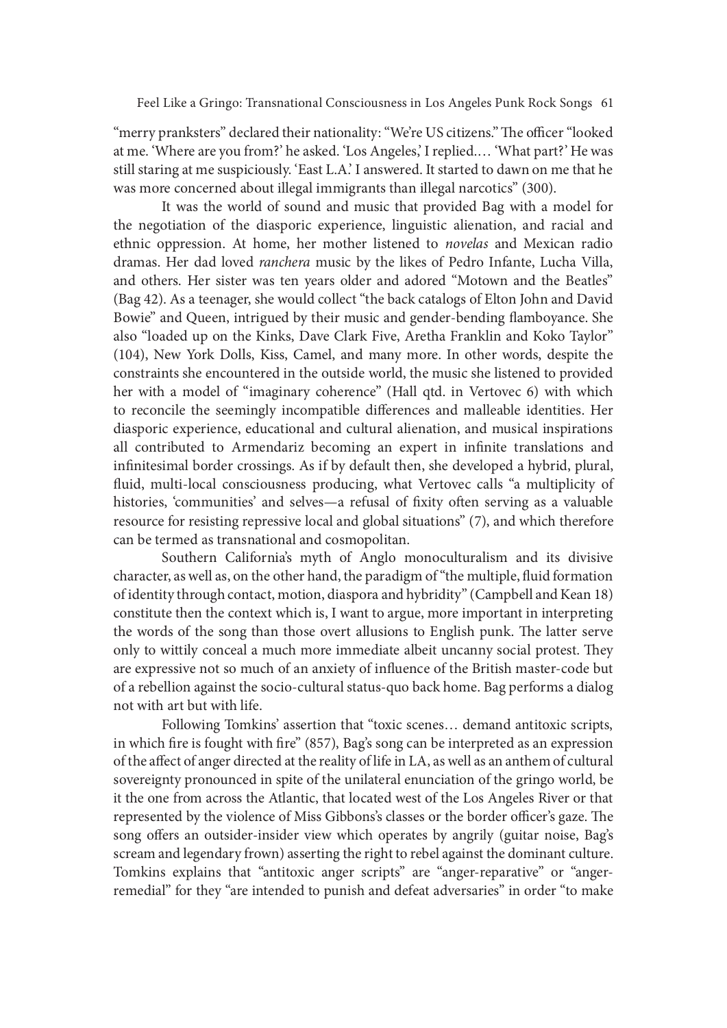"merry pranksters" declared their nationality: "We're US citizens." The officer "looked at me. 'Where are you from?' he asked. 'Los Angeles,' I replied.… 'What part?' He was still staring at me suspiciously. 'East L.A.' I answered. It started to dawn on me that he was more concerned about illegal immigrants than illegal narcotics" (300).

It was the world of sound and music that provided Bag with a model for the negotiation of the diasporic experience, linguistic alienation, and racial and ethnic oppression. At home, her mother listened to *novelas* and Mexican radio dramas. Her dad loved *ranchera* music by the likes of Pedro Infante, Lucha Villa, and others. Her sister was ten years older and adored "Motown and the Beatles" (Bag 42). As a teenager, she would collect "the back catalogs of Elton John and David Bowie" and Queen, intrigued by their music and gender-bending flamboyance. She also "loaded up on the Kinks, Dave Clark Five, Aretha Franklin and Koko Taylor" (104), New York Dolls, Kiss, Camel, and many more. In other words, despite the constraints she encountered in the outside world, the music she listened to provided her with a model of "imaginary coherence" (Hall qtd. in Vertovec 6) with which to reconcile the seemingly incompatible differences and malleable identities. Her diasporic experience, educational and cultural alienation, and musical inspirations all contributed to Armendariz becoming an expert in infinite translations and infinitesimal border crossings. As if by default then, she developed a hybrid, plural, fluid, multi-local consciousness producing, what Vertovec calls "a multiplicity of histories, 'communities' and selves—a refusal of fixity often serving as a valuable resource for resisting repressive local and global situations" (7), and which therefore can be termed as transnational and cosmopolitan.

Southern California's myth of Anglo monoculturalism and its divisive character, as well as, on the other hand, the paradigm of "the multiple, fluid formation of identity through contact, motion, diaspora and hybridity" (Campbell and Kean 18) constitute then the context which is, I want to argue, more important in interpreting the words of the song than those overt allusions to English punk. The latter serve only to wittily conceal a much more immediate albeit uncanny social protest. They are expressive not so much of an anxiety of influence of the British master-code but of a rebellion against the socio-cultural status-quo back home. Bag performs a dialog not with art but with life.

Following Tomkins' assertion that "toxic scenes… demand antitoxic scripts, in which fire is fought with fire" (857), Bag's song can be interpreted as an expression of the affect of anger directed at the reality of life in LA, as well as an anthem of cultural sovereignty pronounced in spite of the unilateral enunciation of the gringo world, be it the one from across the Atlantic, that located west of the Los Angeles River or that represented by the violence of Miss Gibbons's classes or the border officer's gaze. The song offers an outsider-insider view which operates by angrily (guitar noise, Bag's scream and legendary frown) asserting the right to rebel against the dominant culture. Tomkins explains that "antitoxic anger scripts" are "anger-reparative" or "anger-remedial" for they "are intended to punish and defeat adversaries" in order "to make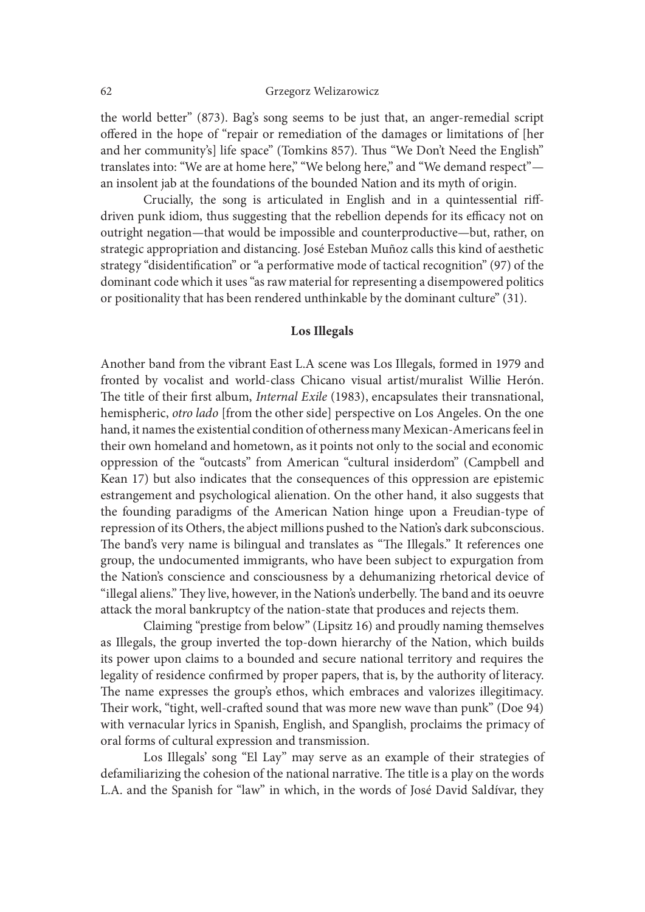the world better" (873). Bag's song seems to be just that, an anger-remedial script offered in the hope of "repair or remediation of the damages or limitations of [her and her community's] life space" (Tomkins 857). Thus "We Don't Need the English" translates into: "We are at home here," "We belong here," and "We demand respect"—an insolent jab at the foundations of the bounded Nation and its myth of origin.

Crucially, the song is articulated in English and in a quintessential riff-driven punk idiom, thus suggesting that the rebellion depends for its efficacy not on outright negation—that would be impossible and counterproductive—but, rather, on strategic appropriation and distancing. José Esteban Muñoz calls this kind of aesthetic strategy "disidentification" or "a performative mode of tactical recognition" (97) of the dominant code which it uses "as raw material for representing a disempowered politics or positionality that has been rendered unthinkable by the dominant culture" (31).

## Los Illegals

Another band from the vibrant East L.A scene was Los Illegals, formed in 1979 and fronted by vocalist and world-class Chicano visual artist/muralist Willie Herón. The title of their first album, *Internal Exile* (1983), encapsulates their transnational, hemispheric, *otro lado* [from the other side] perspective on Los Angeles. On the one hand, it names the existential condition of otherness many Mexican-Americans feel in their own homeland and hometown, as it points not only to the social and economic oppression of the "outcasts" from American "cultural insiderdom" (Campbell and Kean 17) but also indicates that the consequences of this oppression are epistemic estrangement and psychological alienation. On the other hand, it also suggests that the founding paradigms of the American Nation hinge upon a Freudian-type of repression of its Others, the abject millions pushed to the Nation's dark subconscious. The band's very name is bilingual and translates as "The Illegals." It references one group, the undocumented immigrants, who have been subject to expurgation from the Nation's conscience and consciousness by a dehumanizing rhetorical device of "illegal aliens." They live, however, in the Nation's underbelly. The band and its oeuvre attack the moral bankruptcy of the nation-state that produces and rejects them.

Claiming "prestige from below" (Lipsitz 16) and proudly naming themselves as Illegals, the group inverted the top-down hierarchy of the Nation, which builds its power upon claims to a bounded and secure national territory and requires the legality of residence confirmed by proper papers, that is, by the authority of literacy. The name expresses the group's ethos, which embraces and valorizes illegitimacy. Their work, "tight, well-crafted sound that was more new wave than punk" (Doe 94) with vernacular lyrics in Spanish, English, and Spanglish, proclaims the primacy of oral forms of cultural expression and transmission.

Los Illegals' song "El Lay" may serve as an example of their strategies of defamiliarizing the cohesion of the national narrative. The title is a play on the words L.A. and the Spanish for "law" in which, in the words of José David Saldívar, they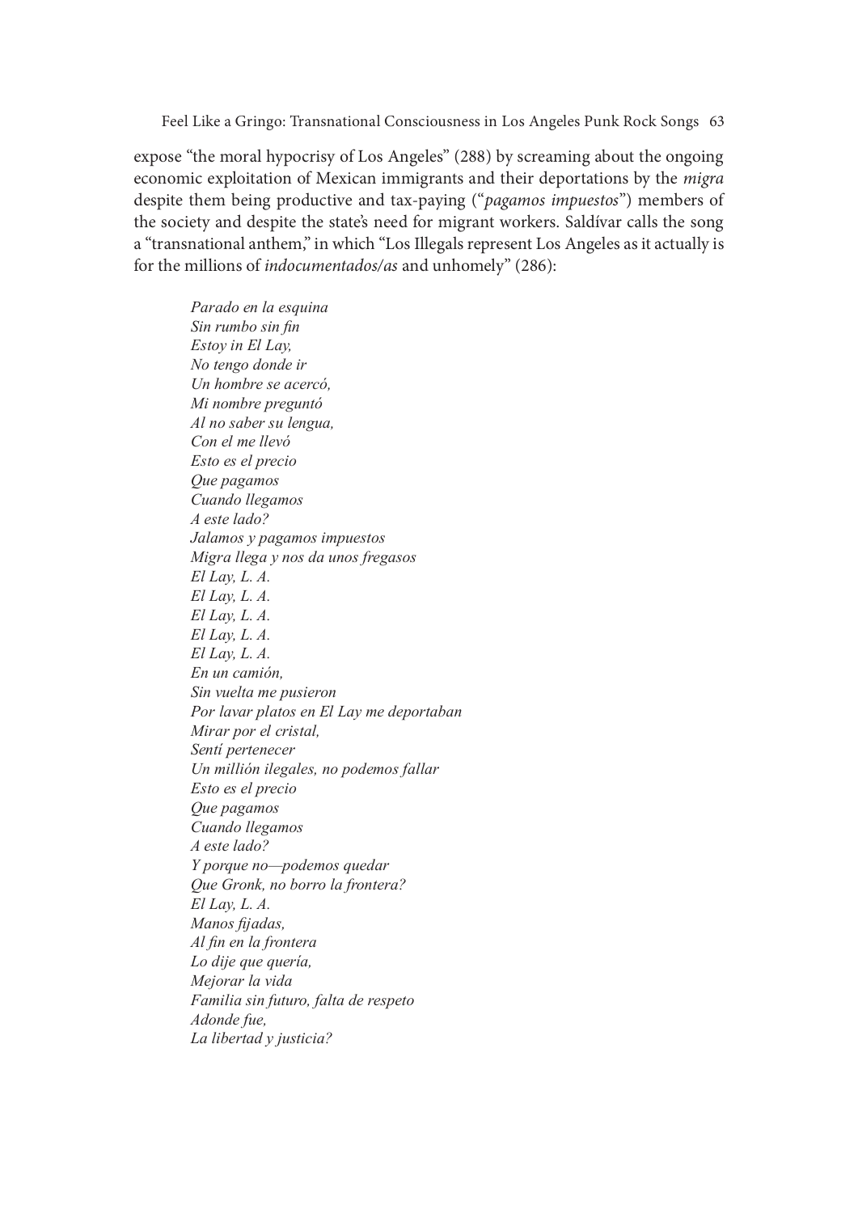expose "the moral hypocrisy of Los Angeles" (288) by screaming about the ongoing economic exploitation of Mexican immigrants and their deportations by the *migra* despite them being productive and tax-paying ("*pagamos impuestos*") members of the society and despite the state's need for migrant workers. Saldívar calls the song a "transnational anthem," in which "Los Illegals represent Los Angeles as it actually is for the millions of *indocumentados/as* and unhomely" (286):

> *Parado en la esquina*  
> *Sin rumbo sin fin*  
> *Estoy in El Lay,*  
> *No tengo donde ir*  
> *Un hombre se acercó,*  
> *Mi nombre preguntó*  
> *Al no saber su lengua,*  
> *Con el me llevó*  
> *Esto es el precio*  
> *Que pagamos*  
> *Cuando llegamos*  
> *A este lado?*  
> *Jalamos y pagamos impuestos*  
> *Migra llega y nos da unos fregasos*  
> *El Lay, L. A.*  
> *El Lay, L. A.*  
> *El Lay, L. A.*  
> *El Lay, L. A.*  
> *El Lay, L. A.*  
> *En un camión,*  
> *Sin vuelta me pusieron*  
> *Por lavar platos en El Lay me deportaban*  
> *Mirar por el cristal,*  
> *Sentí pertenecer*  
> *Un millión ilegales, no podemos fallar*  
> *Esto es el precio*  
> *Que pagamos*  
> *Cuando llegamos*  
> *A este lado?*  
> *Y porque no—podemos quedar*  
> *Que Gronk, no borro la frontera?*  
> *El Lay, L. A.*  
> *Manos fijadas,*  
> *Al fin en la frontera*  
> *Lo dije que quería,*  
> *Mejorar la vida*  
> *Familia sin futuro, falta de respeto*  
> *Adonde fue,*  
> *La libertad y justicia?*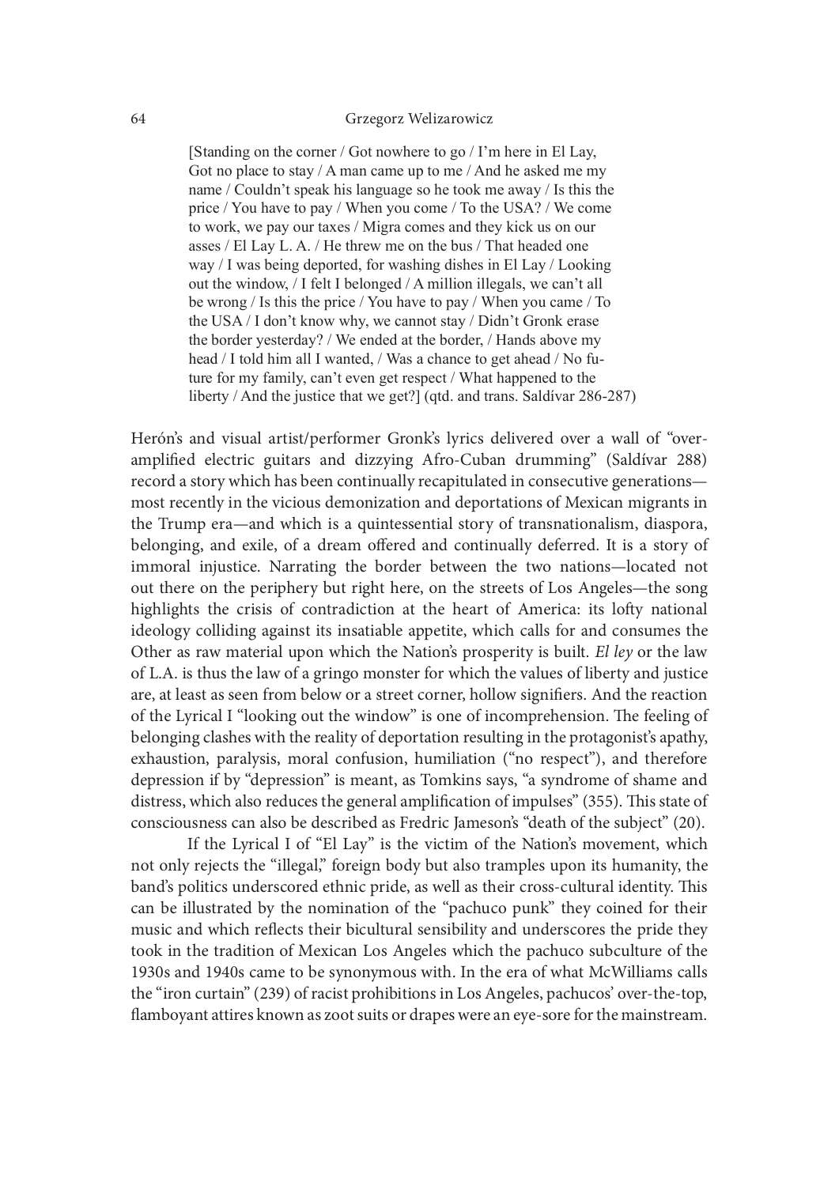> [Standing on the corner / Got nowhere to go / I'm here in El Lay, Got no place to stay / A man came up to me / And he asked me my name / Couldn't speak his language so he took me away / Is this the price / You have to pay / When you come / To the USA? / We come to work, we pay our taxes / Migra comes and they kick us on our asses / El Lay L. A. / He threw me on the bus / That headed one way / I was being deported, for washing dishes in El Lay / Looking out the window, / I felt I belonged / A million illegals, we can't all be wrong / Is this the price / You have to pay / When you came / To the USA / I don't know why, we cannot stay / Didn't Gronk erase the border yesterday? / We ended at the border, / Hands above my head / I told him all I wanted, / Was a chance to get ahead / No future for my family, can't even get respect / What happened to the liberty / And the justice that we get?] (qtd. and trans. Saldívar 286-287)

Herón's and visual artist/performer Gronk's lyrics delivered over a wall of "over-amplified electric guitars and dizzying Afro-Cuban drumming" (Saldívar 288) record a story which has been continually recapitulated in consecutive generations—most recently in the vicious demonization and deportations of Mexican migrants in the Trump era—and which is a quintessential story of transnationalism, diaspora, belonging, and exile, of a dream offered and continually deferred. It is a story of immoral injustice. Narrating the border between the two nations—located not out there on the periphery but right here, on the streets of Los Angeles—the song highlights the crisis of contradiction at the heart of America: its lofty national ideology colliding against its insatiable appetite, which calls for and consumes the Other as raw material upon which the Nation's prosperity is built. *El ley* or the law of L.A. is thus the law of a gringo monster for which the values of liberty and justice are, at least as seen from below or a street corner, hollow signifiers. And the reaction of the Lyrical I "looking out the window" is one of incomprehension. The feeling of belonging clashes with the reality of deportation resulting in the protagonist's apathy, exhaustion, paralysis, moral confusion, humiliation ("no respect"), and therefore depression if by "depression" is meant, as Tomkins says, "a syndrome of shame and distress, which also reduces the general amplification of impulses" (355). This state of consciousness can also be described as Fredric Jameson's "death of the subject" (20).

If the Lyrical I of "El Lay" is the victim of the Nation's movement, which not only rejects the "illegal," foreign body but also tramples upon its humanity, the band's politics underscored ethnic pride, as well as their cross-cultural identity. This can be illustrated by the nomination of the "pachuco punk" they coined for their music and which reflects their bicultural sensibility and underscores the pride they took in the tradition of Mexican Los Angeles which the pachuco subculture of the 1930s and 1940s came to be synonymous with. In the era of what McWilliams calls the "iron curtain" (239) of racist prohibitions in Los Angeles, pachucos' over-the-top, flamboyant attires known as zoot suits or drapes were an eye-sore for the mainstream.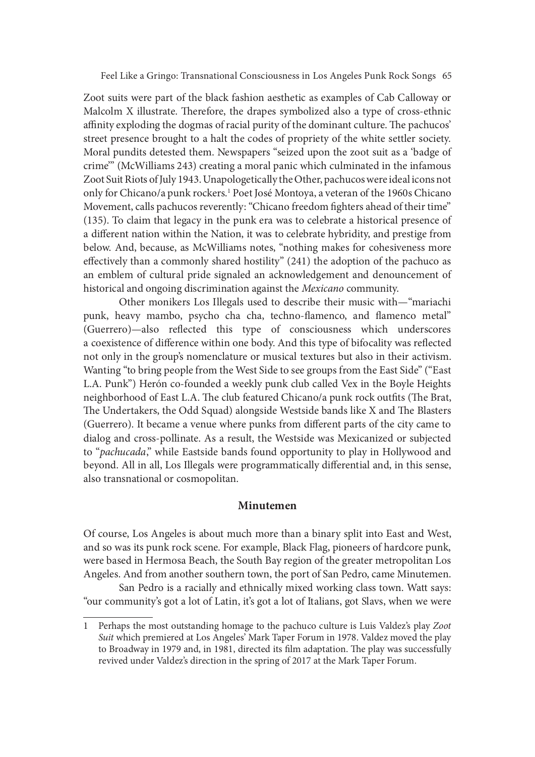Zoot suits were part of the black fashion aesthetic as examples of Cab Calloway or Malcolm X illustrate. Therefore, the drapes symbolized also a type of cross-ethnic affinity exploding the dogmas of racial purity of the dominant culture. The pachucos' street presence brought to a halt the codes of propriety of the white settler society. Moral pundits detested them. Newspapers "seized upon the zoot suit as a 'badge of crime'" (McWilliams 243) creating a moral panic which culminated in the infamous Zoot Suit Riots of July 1943. Unapologetically the Other, pachucos were ideal icons not only for Chicano/a punk rockers.[1] Poet José Montoya, a veteran of the 1960s Chicano Movement, calls pachucos reverently: "Chicano freedom fighters ahead of their time" (135). To claim that legacy in the punk era was to celebrate a historical presence of a different nation within the Nation, it was to celebrate hybridity, and prestige from below. And, because, as McWilliams notes, "nothing makes for cohesiveness more effectively than a commonly shared hostility" (241) the adoption of the pachuco as an emblem of cultural pride signaled an acknowledgement and denouncement of historical and ongoing discrimination against the *Mexicano* community.

Other monikers Los Illegals used to describe their music with—"mariachi punk, heavy mambo, psycho cha cha, techno-flamenco, and flamenco metal" (Guerrero)—also reflected this type of consciousness which underscores a coexistence of difference within one body. And this type of bifocality was reflected not only in the group's nomenclature or musical textures but also in their activism. Wanting "to bring people from the West Side to see groups from the East Side" ("East L.A. Punk") Herón co-founded a weekly punk club called Vex in the Boyle Heights neighborhood of East L.A. The club featured Chicano/a punk rock outfits (The Brat, The Undertakers, the Odd Squad) alongside Westside bands like X and The Blasters (Guerrero). It became a venue where punks from different parts of the city came to dialog and cross-pollinate. As a result, the Westside was Mexicanized or subjected to "*pachucada*," while Eastside bands found opportunity to play in Hollywood and beyond. All in all, Los Illegals were programmatically differential and, in this sense, also transnational or cosmopolitan.

## Minutemen

Of course, Los Angeles is about much more than a binary split into East and West, and so was its punk rock scene. For example, Black Flag, pioneers of hardcore punk, were based in Hermosa Beach, the South Bay region of the greater metropolitan Los Angeles. And from another southern town, the port of San Pedro, came Minutemen.

San Pedro is a racially and ethnically mixed working class town. Watt says: "our community's got a lot of Latin, it's got a lot of Italians, got Slavs, when we were

---

1 Perhaps the most outstanding homage to the pachuco culture is Luis Valdez's play *Zoot Suit* which premiered at Los Angeles' Mark Taper Forum in 1978. Valdez moved the play to Broadway in 1979 and, in 1981, directed its film adaptation. The play was successfully revived under Valdez's direction in the spring of 2017 at the Mark Taper Forum.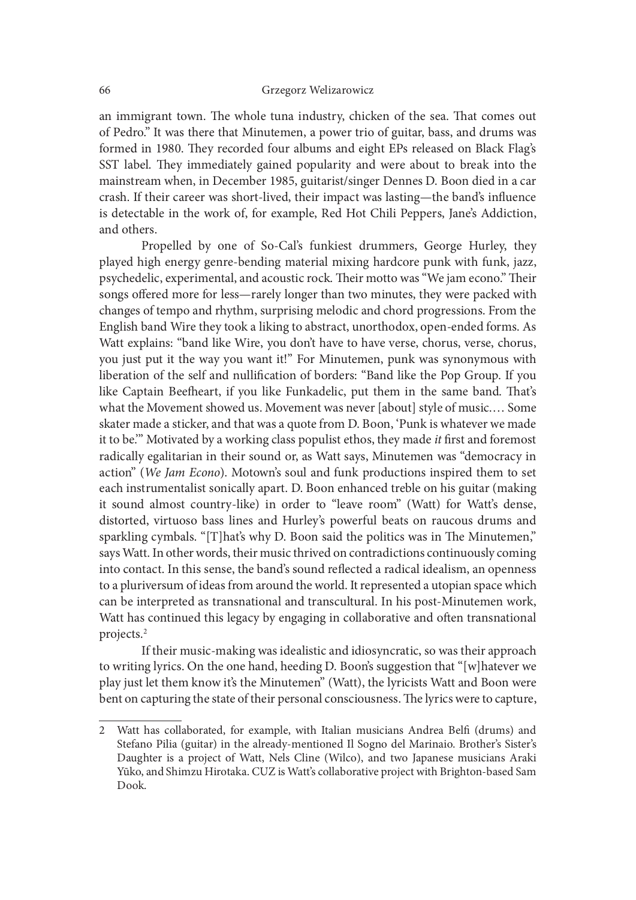an immigrant town. The whole tuna industry, chicken of the sea. That comes out of Pedro." It was there that Minutemen, a power trio of guitar, bass, and drums was formed in 1980. They recorded four albums and eight EPs released on Black Flag's SST label. They immediately gained popularity and were about to break into the mainstream when, in December 1985, guitarist/singer Dennes D. Boon died in a car crash. If their career was short-lived, their impact was lasting—the band's influence is detectable in the work of, for example, Red Hot Chili Peppers, Jane's Addiction, and others.

Propelled by one of So-Cal's funkiest drummers, George Hurley, they played high energy genre-bending material mixing hardcore punk with funk, jazz, psychedelic, experimental, and acoustic rock. Their motto was "We jam econo." Their songs offered more for less—rarely longer than two minutes, they were packed with changes of tempo and rhythm, surprising melodic and chord progressions. From the English band Wire they took a liking to abstract, unorthodox, open-ended forms. As Watt explains: "band like Wire, you don't have to have verse, chorus, verse, chorus, you just put it the way you want it!" For Minutemen, punk was synonymous with liberation of the self and nullification of borders: "Band like the Pop Group. If you like Captain Beefheart, if you like Funkadelic, put them in the same band. That's what the Movement showed us. Movement was never [about] style of music.… Some skater made a sticker, and that was a quote from D. Boon, 'Punk is whatever we made it to be.'" Motivated by a working class populist ethos, they made *it* first and foremost radically egalitarian in their sound or, as Watt says, Minutemen was "democracy in action" (*We Jam Econo*). Motown's soul and funk productions inspired them to set each instrumentalist sonically apart. D. Boon enhanced treble on his guitar (making it sound almost country-like) in order to "leave room" (Watt) for Watt's dense, distorted, virtuoso bass lines and Hurley's powerful beats on raucous drums and sparkling cymbals. "[T]hat's why D. Boon said the politics was in The Minutemen," says Watt. In other words, their music thrived on contradictions continuously coming into contact. In this sense, the band's sound reflected a radical idealism, an openness to a pluriversum of ideas from around the world. It represented a utopian space which can be interpreted as transnational and transcultural. In his post-Minutemen work, Watt has continued this legacy by engaging in collaborative and often transnational projects.[2]

If their music-making was idealistic and idiosyncratic, so was their approach to writing lyrics. On the one hand, heeding D. Boon's suggestion that "[w]hatever we play just let them know it's the Minutemen" (Watt), the lyricists Watt and Boon were bent on capturing the state of their personal consciousness. The lyrics were to capture,

---

2 Watt has collaborated, for example, with Italian musicians Andrea Belfi (drums) and Stefano Pilia (guitar) in the already-mentioned Il Sogno del Marinaio. Brother's Sister's Daughter is a project of Watt, Nels Cline (Wilco), and two Japanese musicians Araki Yūko, and Shimzu Hirotaka. CUZ is Watt's collaborative project with Brighton-based Sam Dook.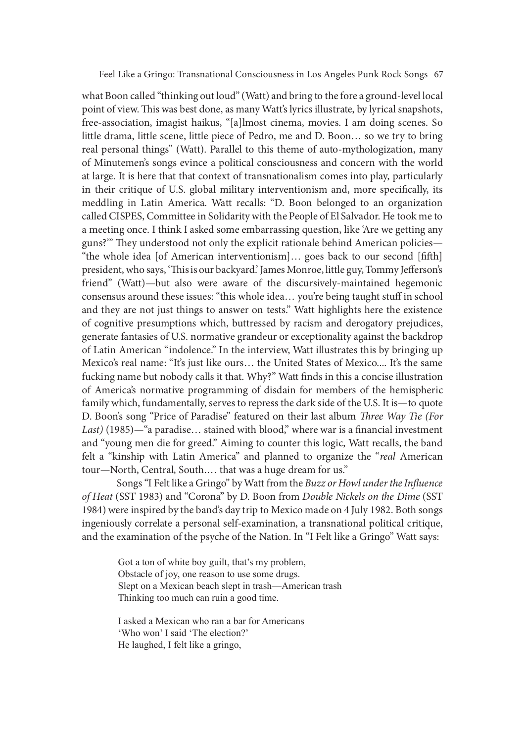what Boon called "thinking out loud" (Watt) and bring to the fore a ground-level local point of view. This was best done, as many Watt's lyrics illustrate, by lyrical snapshots, free-association, imagist haikus, "[a]lmost cinema, movies. I am doing scenes. So little drama, little scene, little piece of Pedro, me and D. Boon… so we try to bring real personal things" (Watt). Parallel to this theme of auto-mythologization, many of Minutemen's songs evince a political consciousness and concern with the world at large. It is here that that context of transnationalism comes into play, particularly in their critique of U.S. global military interventionism and, more specifically, its meddling in Latin America. Watt recalls: "D. Boon belonged to an organization called CISPES, Committee in Solidarity with the People of El Salvador. He took me to a meeting once. I think I asked some embarrassing question, like 'Are we getting any guns?'" They understood not only the explicit rationale behind American policies—"the whole idea [of American interventionism]… goes back to our second [fifth] president, who says, 'This is our backyard.' James Monroe, little guy, Tommy Jefferson's friend" (Watt)—but also were aware of the discursively-maintained hegemonic consensus around these issues: "this whole idea… you're being taught stuff in school and they are not just things to answer on tests." Watt highlights here the existence of cognitive presumptions which, buttressed by racism and derogatory prejudices, generate fantasies of U.S. normative grandeur or exceptionality against the backdrop of Latin American "indolence." In the interview, Watt illustrates this by bringing up Mexico's real name: "It's just like ours… the United States of Mexico.... It's the same fucking name but nobody calls it that. Why?" Watt finds in this a concise illustration of America's normative programming of disdain for members of the hemispheric family which, fundamentally, serves to repress the dark side of the U.S. It is—to quote D. Boon's song "Price of Paradise" featured on their last album *Three Way Tie (For Last)* (1985)—"a paradise… stained with blood," where war is a financial investment and "young men die for greed." Aiming to counter this logic, Watt recalls, the band felt a "kinship with Latin America" and planned to organize the "*real* American tour—North, Central, South.… that was a huge dream for us."

Songs "I Felt like a Gringo" by Watt from the *Buzz or Howl under the Influence of Heat* (SST 1983) and "Corona" by D. Boon from *Double Nickels on the Dime* (SST 1984) were inspired by the band's day trip to Mexico made on 4 July 1982. Both songs ingeniously correlate a personal self-examination, a transnational political critique, and the examination of the psyche of the Nation. In "I Felt like a Gringo" Watt says:

> Got a ton of white boy guilt, that's my problem,
> Obstacle of joy, one reason to use some drugs.
> Slept on a Mexican beach slept in trash—American trash
> Thinking too much can ruin a good time.
>
> I asked a Mexican who ran a bar for Americans
> 'Who won' I said 'The election?'
> He laughed, I felt like a gringo,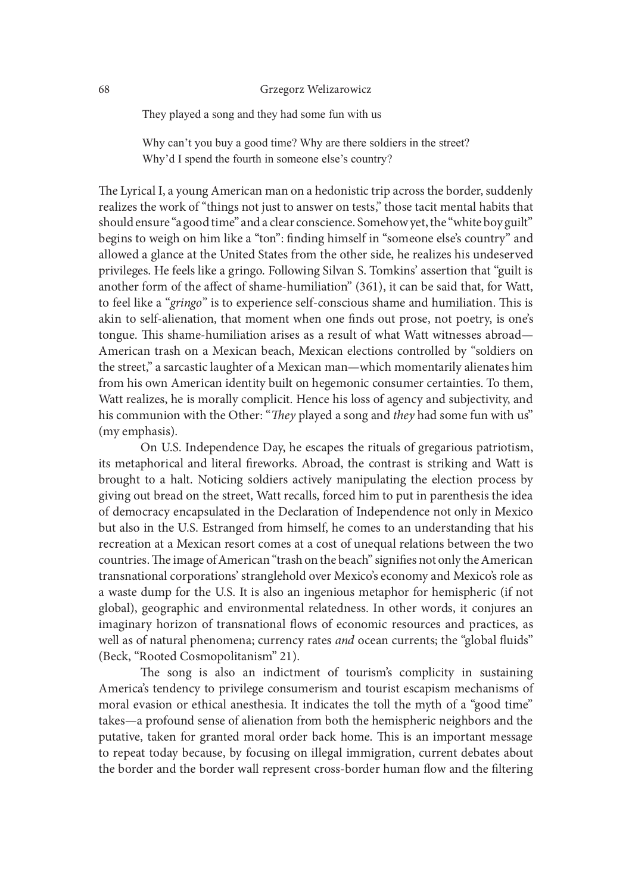They played a song and they had some fun with us

Why can't you buy a good time? Why are there soldiers in the street?  
Why'd I spend the fourth in someone else's country?

The Lyrical I, a young American man on a hedonistic trip across the border, suddenly realizes the work of "things not just to answer on tests," those tacit mental habits that should ensure "a good time" and a clear conscience. Somehow yet, the "white boy guilt" begins to weigh on him like a "ton": finding himself in "someone else's country" and allowed a glance at the United States from the other side, he realizes his undeserved privileges. He feels like a gringo. Following Silvan S. Tomkins' assertion that "guilt is another form of the affect of shame-humiliation" (361), it can be said that, for Watt, to feel like a "*gringo*" is to experience self-conscious shame and humiliation. This is akin to self-alienation, that moment when one finds out prose, not poetry, is one's tongue. This shame-humiliation arises as a result of what Watt witnesses abroad—American trash on a Mexican beach, Mexican elections controlled by "soldiers on the street," a sarcastic laughter of a Mexican man—which momentarily alienates him from his own American identity built on hegemonic consumer certainties. To them, Watt realizes, he is morally complicit. Hence his loss of agency and subjectivity, and his communion with the Other: "*They* played a song and *they* had some fun with us" (my emphasis).

On U.S. Independence Day, he escapes the rituals of gregarious patriotism, its metaphorical and literal fireworks. Abroad, the contrast is striking and Watt is brought to a halt. Noticing soldiers actively manipulating the election process by giving out bread on the street, Watt recalls, forced him to put in parenthesis the idea of democracy encapsulated in the Declaration of Independence not only in Mexico but also in the U.S. Estranged from himself, he comes to an understanding that his recreation at a Mexican resort comes at a cost of unequal relations between the two countries. The image of American "trash on the beach" signifies not only the American transnational corporations' stranglehold over Mexico's economy and Mexico's role as a waste dump for the U.S. It is also an ingenious metaphor for hemispheric (if not global), geographic and environmental relatedness. In other words, it conjures an imaginary horizon of transnational flows of economic resources and practices, as well as of natural phenomena; currency rates *and* ocean currents; the "global fluids" (Beck, "Rooted Cosmopolitanism" 21).

The song is also an indictment of tourism's complicity in sustaining America's tendency to privilege consumerism and tourist escapism mechanisms of moral evasion or ethical anesthesia. It indicates the toll the myth of a "good time" takes—a profound sense of alienation from both the hemispheric neighbors and the putative, taken for granted moral order back home. This is an important message to repeat today because, by focusing on illegal immigration, current debates about the border and the border wall represent cross-border human flow and the filtering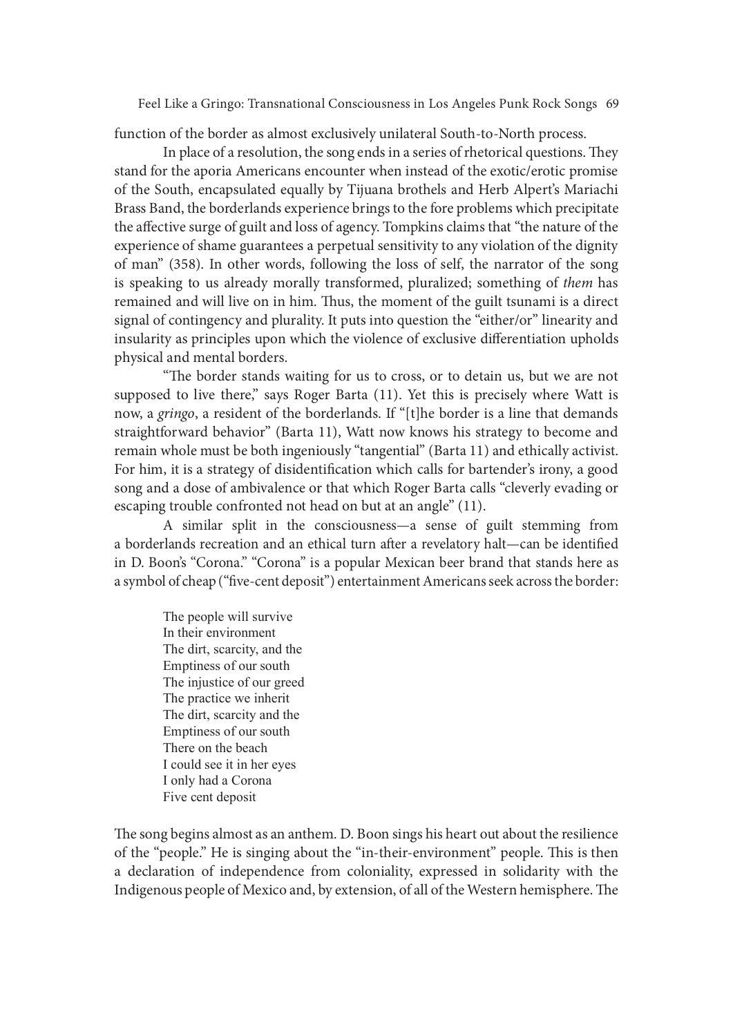function of the border as almost exclusively unilateral South-to-North process.

In place of a resolution, the song ends in a series of rhetorical questions. They stand for the aporia Americans encounter when instead of the exotic/erotic promise of the South, encapsulated equally by Tijuana brothels and Herb Alpert's Mariachi Brass Band, the borderlands experience brings to the fore problems which precipitate the affective surge of guilt and loss of agency. Tompkins claims that "the nature of the experience of shame guarantees a perpetual sensitivity to any violation of the dignity of man" (358). In other words, following the loss of self, the narrator of the song is speaking to us already morally transformed, pluralized; something of *them* has remained and will live on in him. Thus, the moment of the guilt tsunami is a direct signal of contingency and plurality. It puts into question the "either/or" linearity and insularity as principles upon which the violence of exclusive differentiation upholds physical and mental borders.

"The border stands waiting for us to cross, or to detain us, but we are not supposed to live there," says Roger Barta (11). Yet this is precisely where Watt is now, a *gringo*, a resident of the borderlands. If "[t]he border is a line that demands straightforward behavior" (Barta 11), Watt now knows his strategy to become and remain whole must be both ingeniously "tangential" (Barta 11) and ethically activist. For him, it is a strategy of disidentification which calls for bartender's irony, a good song and a dose of ambivalence or that which Roger Barta calls "cleverly evading or escaping trouble confronted not head on but at an angle" (11).

A similar split in the consciousness—a sense of guilt stemming from a borderlands recreation and an ethical turn after a revelatory halt—can be identified in D. Boon's "Corona." "Corona" is a popular Mexican beer brand that stands here as a symbol of cheap ("five-cent deposit") entertainment Americans seek across the border:

> The people will survive  
> In their environment  
> The dirt, scarcity, and the  
> Emptiness of our south  
> The injustice of our greed  
> The practice we inherit  
> The dirt, scarcity and the  
> Emptiness of our south  
> There on the beach  
> I could see it in her eyes  
> I only had a Corona  
> Five cent deposit

The song begins almost as an anthem. D. Boon sings his heart out about the resilience of the "people." He is singing about the "in-their-environment" people. This is then a declaration of independence from coloniality, expressed in solidarity with the Indigenous people of Mexico and, by extension, of all of the Western hemisphere. The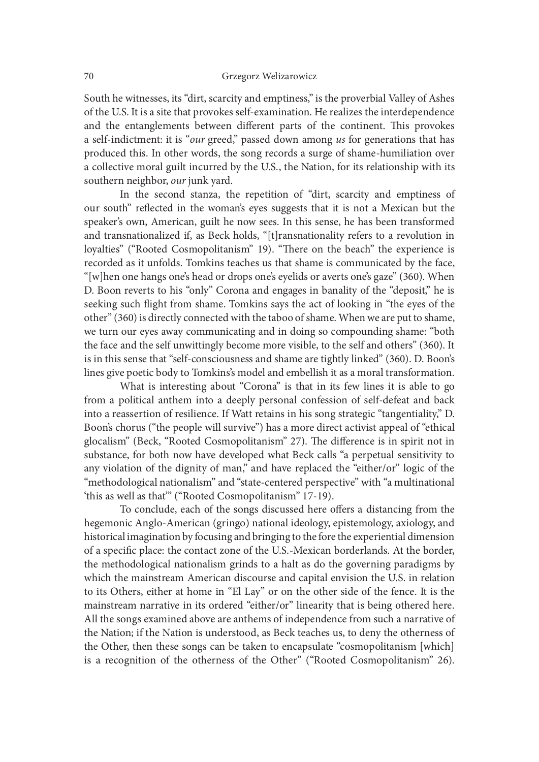South he witnesses, its "dirt, scarcity and emptiness," is the proverbial Valley of Ashes of the U.S. It is a site that provokes self-examination. He realizes the interdependence and the entanglements between different parts of the continent. This provokes a self-indictment: it is "*our* greed," passed down among *us* for generations that has produced this. In other words, the song records a surge of shame-humiliation over a collective moral guilt incurred by the U.S., the Nation, for its relationship with its southern neighbor, *our* junk yard.

In the second stanza, the repetition of "dirt, scarcity and emptiness of our south" reflected in the woman's eyes suggests that it is not a Mexican but the speaker's own, American, guilt he now sees. In this sense, he has been transformed and transnationalized if, as Beck holds, "[t]ransnationality refers to a revolution in loyalties" ("Rooted Cosmopolitanism" 19). "There on the beach" the experience is recorded as it unfolds. Tomkins teaches us that shame is communicated by the face, "[w]hen one hangs one's head or drops one's eyelids or averts one's gaze" (360). When D. Boon reverts to his "only" Corona and engages in banality of the "deposit," he is seeking such flight from shame. Tomkins says the act of looking in "the eyes of the other" (360) is directly connected with the taboo of shame. When we are put to shame, we turn our eyes away communicating and in doing so compounding shame: "both the face and the self unwittingly become more visible, to the self and others" (360). It is in this sense that "self-consciousness and shame are tightly linked" (360). D. Boon's lines give poetic body to Tomkins's model and embellish it as a moral transformation.

What is interesting about "Corona" is that in its few lines it is able to go from a political anthem into a deeply personal confession of self-defeat and back into a reassertion of resilience. If Watt retains in his song strategic "tangentiality," D. Boon's chorus ("the people will survive") has a more direct activist appeal of "ethical glocalism" (Beck, "Rooted Cosmopolitanism" 27). The difference is in spirit not in substance, for both now have developed what Beck calls "a perpetual sensitivity to any violation of the dignity of man," and have replaced the "either/or" logic of the "methodological nationalism" and "state-centered perspective" with "a multinational 'this as well as that'" ("Rooted Cosmopolitanism" 17-19).

To conclude, each of the songs discussed here offers a distancing from the hegemonic Anglo-American (gringo) national ideology, epistemology, axiology, and historical imagination by focusing and bringing to the fore the experiential dimension of a specific place: the contact zone of the U.S.-Mexican borderlands. At the border, the methodological nationalism grinds to a halt as do the governing paradigms by which the mainstream American discourse and capital envision the U.S. in relation to its Others, either at home in "El Lay" or on the other side of the fence. It is the mainstream narrative in its ordered "either/or" linearity that is being othered here. All the songs examined above are anthems of independence from such a narrative of the Nation; if the Nation is understood, as Beck teaches us, to deny the otherness of the Other, then these songs can be taken to encapsulate "cosmopolitanism [which] is a recognition of the otherness of the Other" ("Rooted Cosmopolitanism" 26).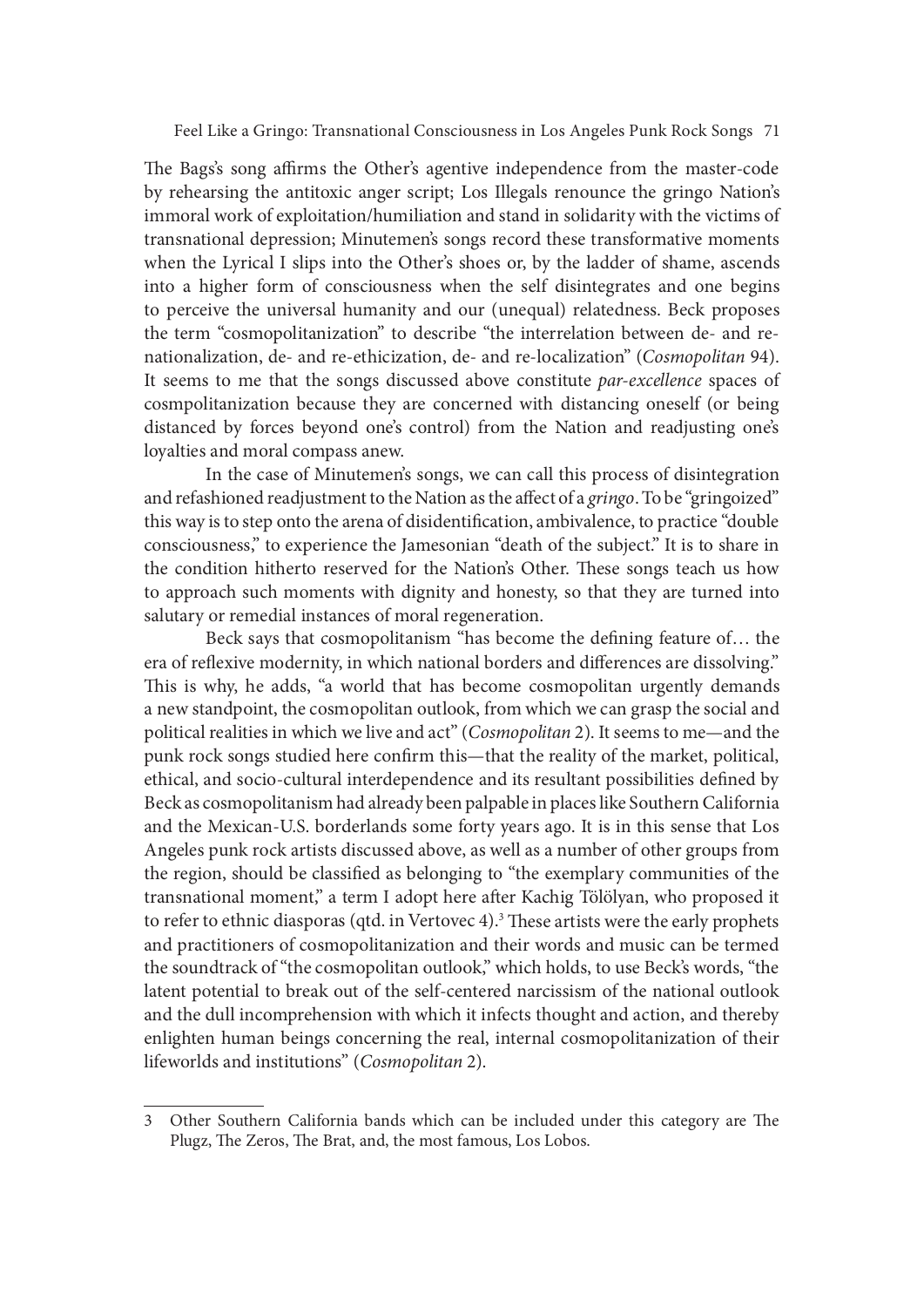The Bags's song affirms the Other's agentive independence from the master-code by rehearsing the antitoxic anger script; Los Illegals renounce the gringo Nation's immoral work of exploitation/humiliation and stand in solidarity with the victims of transnational depression; Minutemen's songs record these transformative moments when the Lyrical I slips into the Other's shoes or, by the ladder of shame, ascends into a higher form of consciousness when the self disintegrates and one begins to perceive the universal humanity and our (unequal) relatedness. Beck proposes the term "cosmopolitanization" to describe "the interrelation between de- and re-nationalization, de- and re-ethicization, de- and re-localization" (*Cosmopolitan* 94). It seems to me that the songs discussed above constitute *par-excellence* spaces of cosmpolitanization because they are concerned with distancing oneself (or being distanced by forces beyond one's control) from the Nation and readjusting one's loyalties and moral compass anew.

In the case of Minutemen's songs, we can call this process of disintegration and refashioned readjustment to the Nation as the affect of a *gringo*. To be "gringoized" this way is to step onto the arena of disidentification, ambivalence, to practice "double consciousness," to experience the Jamesonian "death of the subject." It is to share in the condition hitherto reserved for the Nation's Other. These songs teach us how to approach such moments with dignity and honesty, so that they are turned into salutary or remedial instances of moral regeneration.

Beck says that cosmopolitanism "has become the defining feature of… the era of reflexive modernity, in which national borders and differences are dissolving." This is why, he adds, "a world that has become cosmopolitan urgently demands a new standpoint, the cosmopolitan outlook, from which we can grasp the social and political realities in which we live and act" (*Cosmopolitan* 2). It seems to me—and the punk rock songs studied here confirm this—that the reality of the market, political, ethical, and socio-cultural interdependence and its resultant possibilities defined by Beck as cosmopolitanism had already been palpable in places like Southern California and the Mexican-U.S. borderlands some forty years ago. It is in this sense that Los Angeles punk rock artists discussed above, as well as a number of other groups from the region, should be classified as belonging to "the exemplary communities of the transnational moment," a term I adopt here after Kachig Tölölyan, who proposed it to refer to ethnic diasporas (qtd. in Vertovec 4).[3] These artists were the early prophets and practitioners of cosmopolitanization and their words and music can be termed the soundtrack of "the cosmopolitan outlook," which holds, to use Beck's words, "the latent potential to break out of the self-centered narcissism of the national outlook and the dull incomprehension with which it infects thought and action, and thereby enlighten human beings concerning the real, internal cosmopolitanization of their lifeworlds and institutions" (*Cosmopolitan* 2).

---

3 Other Southern California bands which can be included under this category are The Plugz, The Zeros, The Brat, and, the most famous, Los Lobos.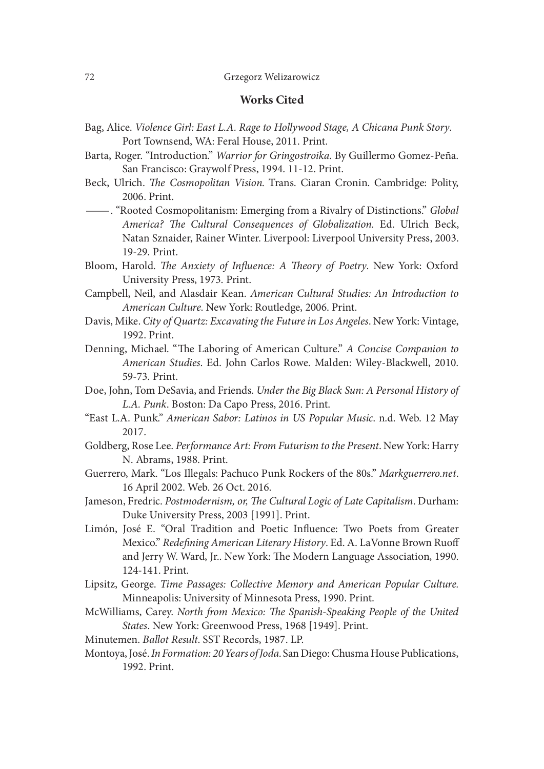## Works Cited

Bag, Alice. *Violence Girl: East L.A. Rage to Hollywood Stage, A Chicana Punk Story*. Port Townsend, WA: Feral House, 2011. Print.

Barta, Roger. "Introduction." *Warrior for Gringostroika*. By Guillermo Gomez-Peña. San Francisco: Graywolf Press, 1994. 11-12. Print.

Beck, Ulrich. *The Cosmopolitan Vision*. Trans. Ciaran Cronin. Cambridge: Polity, 2006. Print.

——. "Rooted Cosmopolitanism: Emerging from a Rivalry of Distinctions." *Global America? The Cultural Consequences of Globalization.* Ed. Ulrich Beck, Natan Sznaider, Rainer Winter. Liverpool: Liverpool University Press, 2003. 19-29. Print.

Bloom, Harold. *The Anxiety of Influence: A Theory of Poetry*. New York: Oxford University Press, 1973. Print.

Campbell, Neil, and Alasdair Kean. *American Cultural Studies: An Introduction to American Culture*. New York: Routledge, 2006. Print.

Davis, Mike. *City of Quartz: Excavating the Future in Los Angeles*. New York: Vintage, 1992. Print.

Denning, Michael. "The Laboring of American Culture." *A Concise Companion to American Studies*. Ed. John Carlos Rowe. Malden: Wiley-Blackwell, 2010. 59-73. Print.

Doe, John, Tom DeSavia, and Friends. *Under the Big Black Sun: A Personal History of L.A. Punk*. Boston: Da Capo Press, 2016. Print.

"East L.A. Punk." *American Sabor: Latinos in US Popular Music*. n.d. Web. 12 May 2017.

Goldberg, Rose Lee. *Performance Art: From Futurism to the Present*. New York: Harry N. Abrams, 1988. Print.

Guerrero, Mark. "Los Illegals: Pachuco Punk Rockers of the 80s." *Markguerrero.net*. 16 April 2002. Web. 26 Oct. 2016.

Jameson, Fredric. *Postmodernism, or, The Cultural Logic of Late Capitalism*. Durham: Duke University Press, 2003 [1991]. Print.

Limón, José E. "Oral Tradition and Poetic Influence: Two Poets from Greater Mexico." *Redefining American Literary History*. Ed. A. LaVonne Brown Ruoff and Jerry W. Ward, Jr.. New York: The Modern Language Association, 1990. 124-141. Print.

Lipsitz, George. *Time Passages: Collective Memory and American Popular Culture.* Minneapolis: University of Minnesota Press, 1990. Print.

McWilliams, Carey. *North from Mexico: The Spanish-Speaking People of the United States*. New York: Greenwood Press, 1968 [1949]. Print.

Minutemen. *Ballot Result.* SST Records, 1987. LP.

Montoya, José. *In Formation: 20 Years of Joda.* San Diego: Chusma House Publications, 1992. Print.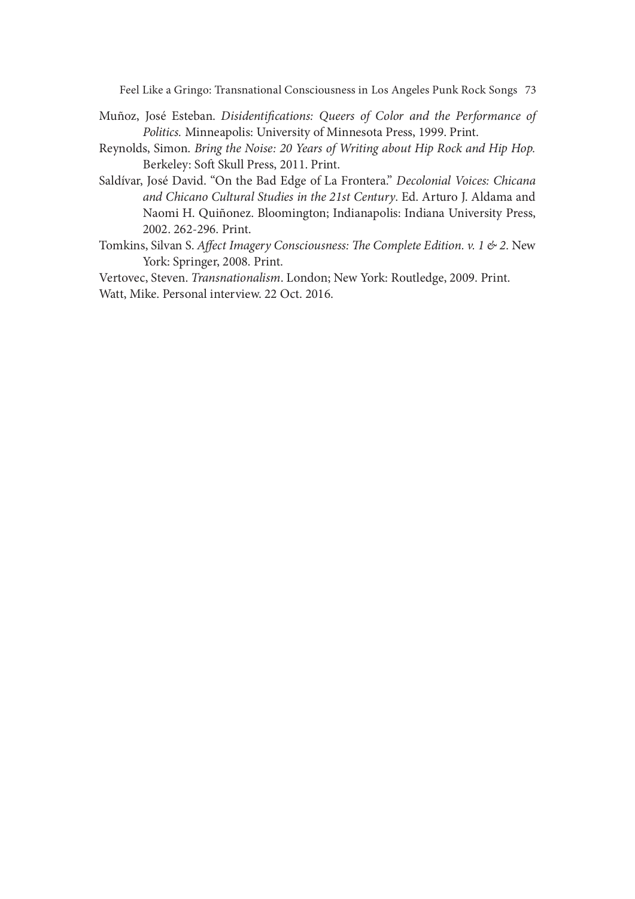Muñoz, José Esteban. *Disidentifications: Queers of Color and the Performance of Politics.* Minneapolis: University of Minnesota Press, 1999. Print.

Reynolds, Simon. *Bring the Noise: 20 Years of Writing about Hip Rock and Hip Hop.* Berkeley: Soft Skull Press, 2011. Print.

Saldívar, José David. "On the Bad Edge of La Frontera." *Decolonial Voices: Chicana and Chicano Cultural Studies in the 21st Century*. Ed. Arturo J. Aldama and Naomi H. Quiñonez. Bloomington; Indianapolis: Indiana University Press, 2002. 262-296. Print.

Tomkins, Silvan S. *Affect Imagery Consciousness: The Complete Edition. v. 1 & 2.* New York: Springer, 2008. Print.

Vertovec, Steven. *Transnationalism*. London; New York: Routledge, 2009. Print.

Watt, Mike. Personal interview. 22 Oct. 2016.